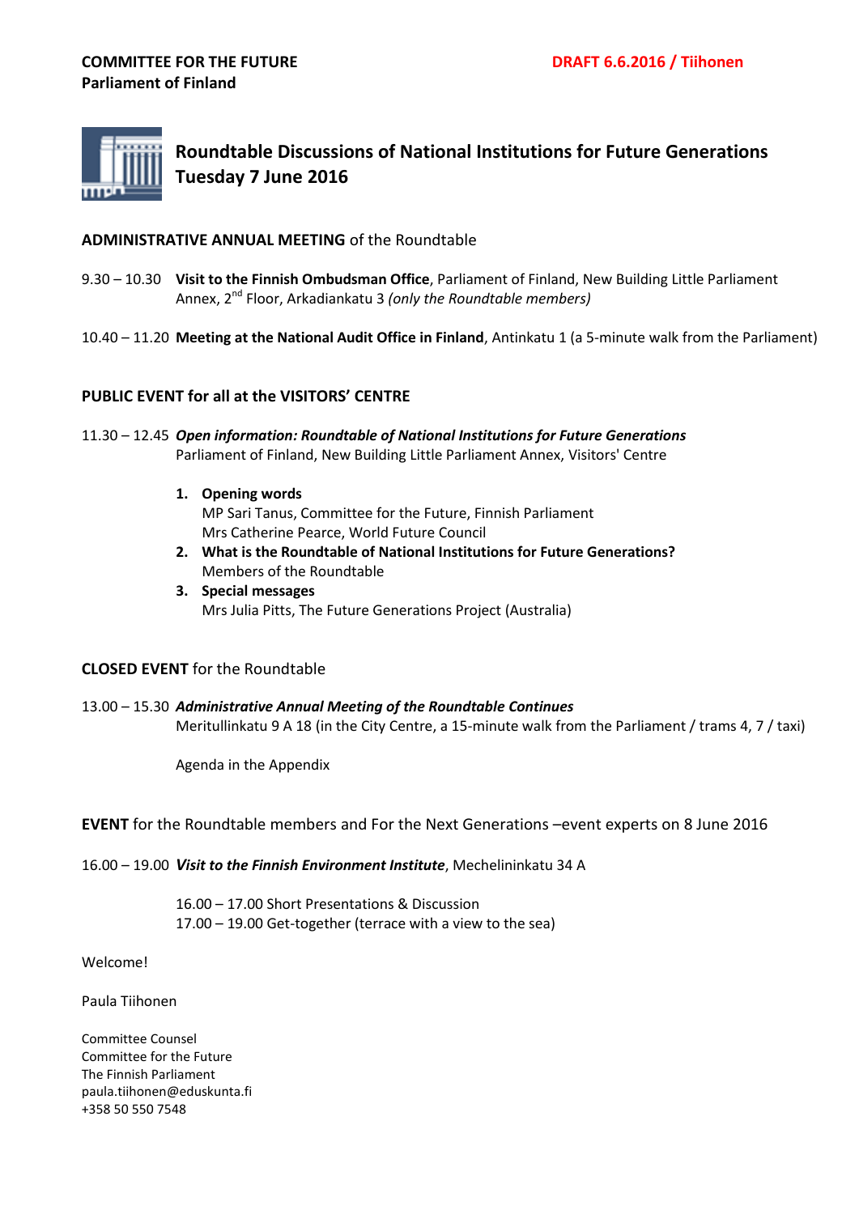**COMMITTEE FOR THE FUTURE**
**Parliament of Finland**

**DRAFT 6.6.2016 / Tiihonen**

# Roundtable Discussions of National Institutions for Future Generations Tuesday 7 June 2016

## ADMINISTRATIVE ANNUAL MEETING of the Roundtable

9.30 – 10.30 **Visit to the Finnish Ombudsman Office**, Parliament of Finland, New Building Little Parliament Annex, 2nd Floor, Arkadiankatu 3 *(only the Roundtable members)*

10.40 – 11.20 **Meeting at the National Audit Office in Finland**, Antinkatu 1 (a 5-minute walk from the Parliament)

## PUBLIC EVENT for all at the VISITORS' CENTRE

11.30 – 12.45 ***Open information: Roundtable of National Institutions for Future Generations***
Parliament of Finland, New Building Little Parliament Annex, Visitors' Centre

1. **Opening words**
   MP Sari Tanus, Committee for the Future, Finnish Parliament
   Mrs Catherine Pearce, World Future Council
2. **What is the Roundtable of National Institutions for Future Generations?**
   Members of the Roundtable
3. **Special messages**
   Mrs Julia Pitts, The Future Generations Project (Australia)

## CLOSED EVENT for the Roundtable

13.00 – 15.30 ***Administrative Annual Meeting of the Roundtable Continues***
Meritullinkatu 9 A 18 (in the City Centre, a 15-minute walk from the Parliament / trams 4, 7 / taxi)

Agenda in the Appendix

## EVENT for the Roundtable members and For the Next Generations –event experts on 8 June 2016

16.00 – 19.00 ***Visit to the Finnish Environment Institute***, Mechelininkatu 34 A

16.00 – 17.00 Short Presentations & Discussion
17.00 – 19.00 Get-together (terrace with a view to the sea)

Welcome!

Paula Tiihonen

Committee Counsel
Committee for the Future
The Finnish Parliament
paula.tiihonen@eduskunta.fi
+358 50 550 7548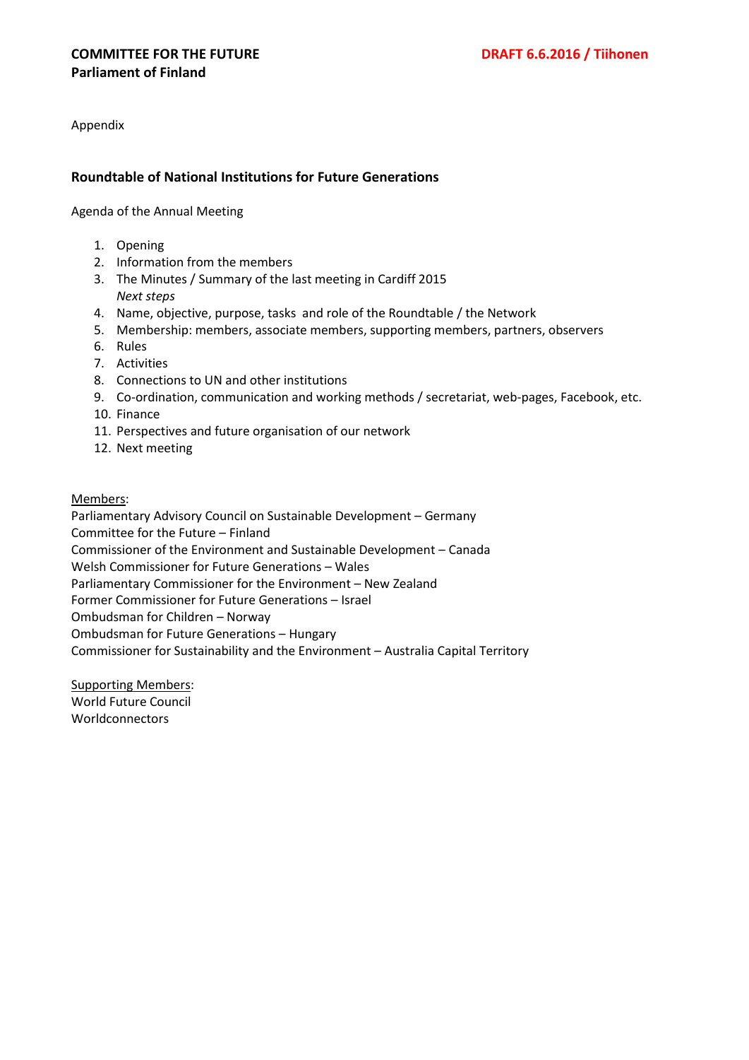**COMMITTEE FOR THE FUTURE**
**Parliament of Finland**

**DRAFT 6.6.2016 / Tiihonen**

Appendix

## Roundtable of National Institutions for Future Generations

Agenda of the Annual Meeting

1. Opening
2. Information from the members
3. The Minutes / Summary of the last meeting in Cardiff 2015
   *Next steps*
4. Name, objective, purpose, tasks and role of the Roundtable / the Network
5. Membership: members, associate members, supporting members, partners, observers
6. Rules
7. Activities
8. Connections to UN and other institutions
9. Co-ordination, communication and working methods / secretariat, web-pages, Facebook, etc.
10. Finance
11. Perspectives and future organisation of our network
12. Next meeting

<u>Members</u>:
Parliamentary Advisory Council on Sustainable Development – Germany
Committee for the Future – Finland
Commissioner of the Environment and Sustainable Development – Canada
Welsh Commissioner for Future Generations – Wales
Parliamentary Commissioner for the Environment – New Zealand
Former Commissioner for Future Generations – Israel
Ombudsman for Children – Norway
Ombudsman for Future Generations – Hungary
Commissioner for Sustainability and the Environment – Australia Capital Territory

<u>Supporting Members</u>:
World Future Council
Worldconnectors